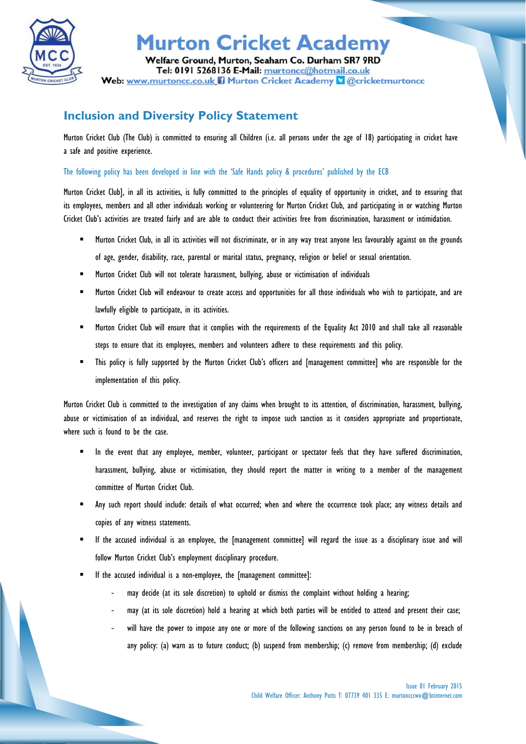# Murton Cricket Academy

**Welfare Ground, Murton, Seaham Co. Durham SR7 9RD**
**Tel: 0191 5268136 E-Mail:** murtoncc@hotmail.co.uk
**Web:** www.murtoncc.co.uk Murton Cricket Academy @cricketmurtoncc

## Inclusion and Diversity Policy Statement

Murton Cricket Club (The Club) is committed to ensuring all Children (i.e. all persons under the age of 18) participating in cricket have a safe and positive experience.

The following policy has been developed in line with the 'Safe Hands policy & procedures' published by the ECB

Murton Cricket Club], in all its activities, is fully committed to the principles of equality of opportunity in cricket, and to ensuring that its employees, members and all other individuals working or volunteering for Murton Cricket Club, and participating in or watching Murton Cricket Club's activities are treated fairly and are able to conduct their activities free from discrimination, harassment or intimidation.

- Murton Cricket Club, in all its activities will not discriminate, or in any way treat anyone less favourably against on the grounds of age, gender, disability, race, parental or marital status, pregnancy, religion or belief or sexual orientation.
- Murton Cricket Club will not tolerate harassment, bullying, abuse or victimisation of individuals
- Murton Cricket Club will endeavour to create access and opportunities for all those individuals who wish to participate, and are lawfully eligible to participate, in its activities.
- Murton Cricket Club will ensure that it complies with the requirements of the Equality Act 2010 and shall take all reasonable steps to ensure that its employees, members and volunteers adhere to these requirements and this policy.
- This policy is fully supported by the Murton Cricket Club's officers and [management committee] who are responsible for the implementation of this policy.

Murton Cricket Club is committed to the investigation of any claims when brought to its attention, of discrimination, harassment, bullying, abuse or victimisation of an individual, and reserves the right to impose such sanction as it considers appropriate and proportionate, where such is found to be the case.

- In the event that any employee, member, volunteer, participant or spectator feels that they have suffered discrimination, harassment, bullying, abuse or victimisation, they should report the matter in writing to a member of the management committee of Murton Cricket Club.
- Any such report should include: details of what occurred; when and where the occurrence took place; any witness details and copies of any witness statements.
- If the accused individual is an employee, the [management committee] will regard the issue as a disciplinary issue and will follow Murton Cricket Club's employment disciplinary procedure.
- If the accused individual is a non-employee, the [management committee]:
  - may decide (at its sole discretion) to uphold or dismiss the complaint without holding a hearing;
  - may (at its sole discretion) hold a hearing at which both parties will be entitled to attend and present their case;
  - will have the power to impose any one or more of the following sanctions on any person found to be in breach of any policy: (a) warn as to future conduct; (b) suspend from membership; (c) remove from membership; (d) exclude

Issue 01 February 2015
Child Welfare Officer: Anthony Potts T: 07739 401 335 E: murtonccwo@btinternet.com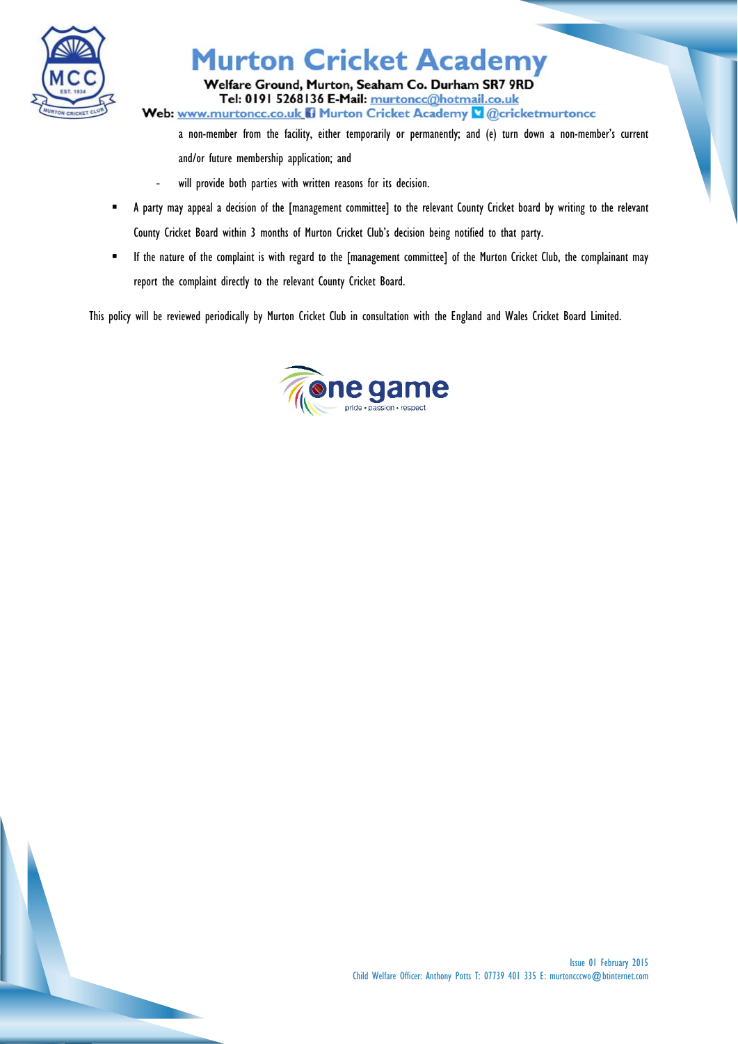a non-member from the facility, either temporarily or permanently; and (e) turn down a non-member's current and/or future membership application; and

- will provide both parties with written reasons for its decision.

- A party may appeal a decision of the [management committee] to the relevant County Cricket board by writing to the relevant County Cricket Board within 3 months of Murton Cricket Club's decision being notified to that party.
- If the nature of the complaint is with regard to the [management committee] of the Murton Cricket Club, the complainant may report the complaint directly to the relevant County Cricket Board.

This policy will be reviewed periodically by Murton Cricket Club in consultation with the England and Wales Cricket Board Limited.